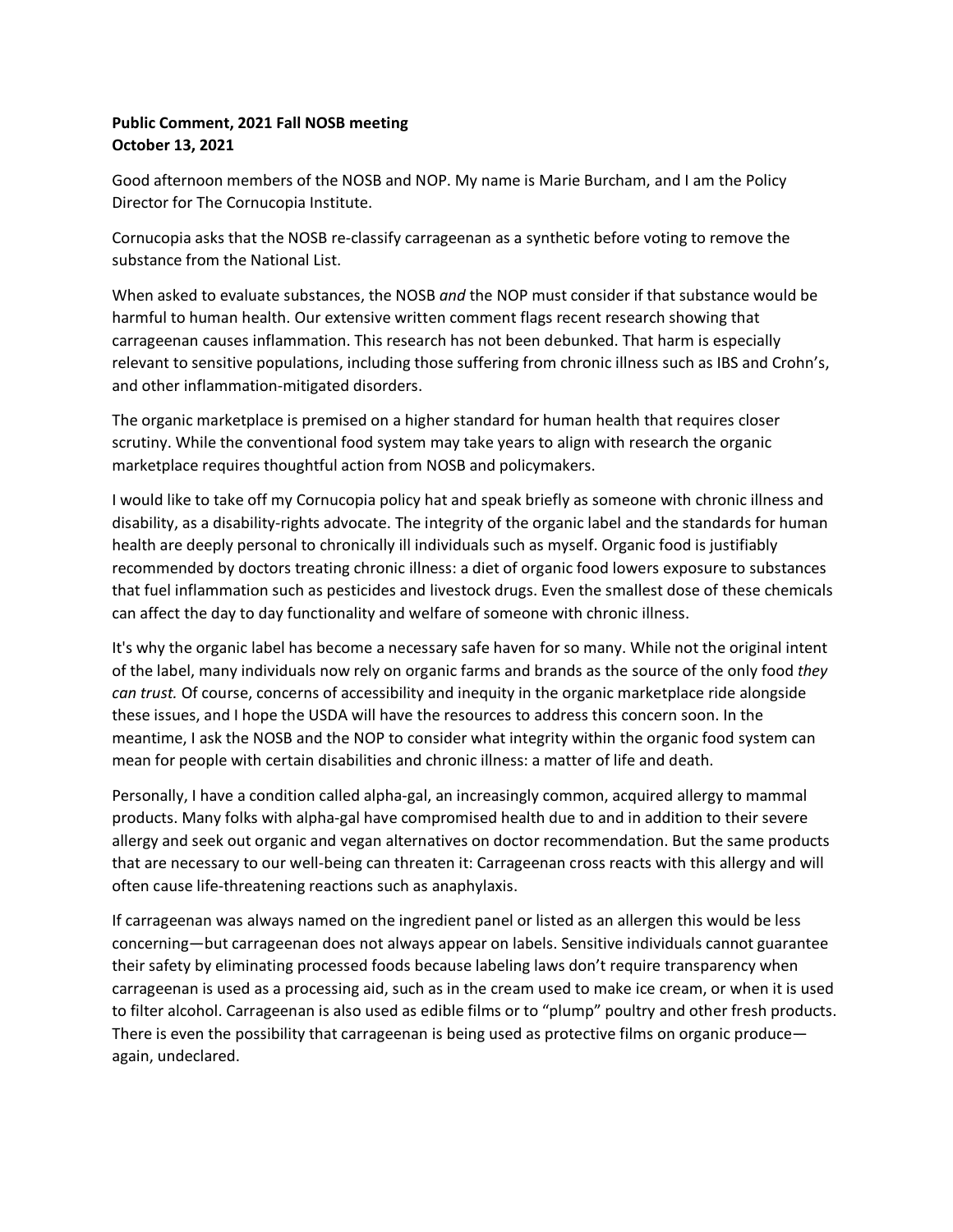**Public Comment, 2021 Fall NOSB meeting**
**October 13, 2021**

Good afternoon members of the NOSB and NOP. My name is Marie Burcham, and I am the Policy Director for The Cornucopia Institute.

Cornucopia asks that the NOSB re-classify carrageenan as a synthetic before voting to remove the substance from the National List.

When asked to evaluate substances, the NOSB *and* the NOP must consider if that substance would be harmful to human health. Our extensive written comment flags recent research showing that carrageenan causes inflammation. This research has not been debunked. That harm is especially relevant to sensitive populations, including those suffering from chronic illness such as IBS and Crohn's, and other inflammation-mitigated disorders.

The organic marketplace is premised on a higher standard for human health that requires closer scrutiny. While the conventional food system may take years to align with research the organic marketplace requires thoughtful action from NOSB and policymakers.

I would like to take off my Cornucopia policy hat and speak briefly as someone with chronic illness and disability, as a disability-rights advocate. The integrity of the organic label and the standards for human health are deeply personal to chronically ill individuals such as myself. Organic food is justifiably recommended by doctors treating chronic illness: a diet of organic food lowers exposure to substances that fuel inflammation such as pesticides and livestock drugs. Even the smallest dose of these chemicals can affect the day to day functionality and welfare of someone with chronic illness.

It's why the organic label has become a necessary safe haven for so many. While not the original intent of the label, many individuals now rely on organic farms and brands as the source of the only food *they can trust.* Of course, concerns of accessibility and inequity in the organic marketplace ride alongside these issues, and I hope the USDA will have the resources to address this concern soon. In the meantime, I ask the NOSB and the NOP to consider what integrity within the organic food system can mean for people with certain disabilities and chronic illness: a matter of life and death.

Personally, I have a condition called alpha-gal, an increasingly common, acquired allergy to mammal products. Many folks with alpha-gal have compromised health due to and in addition to their severe allergy and seek out organic and vegan alternatives on doctor recommendation. But the same products that are necessary to our well-being can threaten it: Carrageenan cross reacts with this allergy and will often cause life-threatening reactions such as anaphylaxis.

If carrageenan was always named on the ingredient panel or listed as an allergen this would be less concerning—but carrageenan does not always appear on labels. Sensitive individuals cannot guarantee their safety by eliminating processed foods because labeling laws don't require transparency when carrageenan is used as a processing aid, such as in the cream used to make ice cream, or when it is used to filter alcohol. Carrageenan is also used as edible films or to "plump" poultry and other fresh products. There is even the possibility that carrageenan is being used as protective films on organic produce—again, undeclared.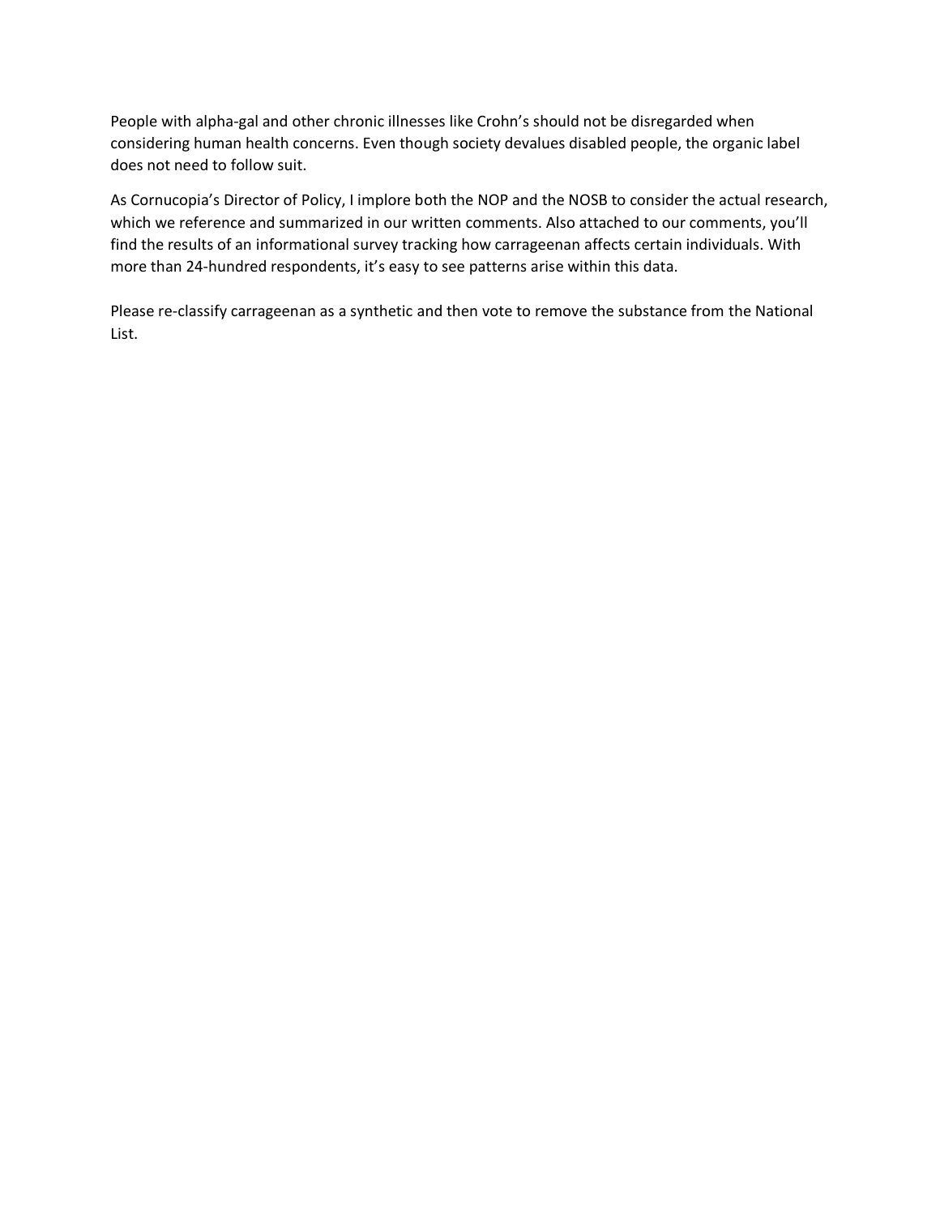People with alpha-gal and other chronic illnesses like Crohn's should not be disregarded when considering human health concerns. Even though society devalues disabled people, the organic label does not need to follow suit.

As Cornucopia's Director of Policy, I implore both the NOP and the NOSB to consider the actual research, which we reference and summarized in our written comments. Also attached to our comments, you'll find the results of an informational survey tracking how carrageenan affects certain individuals. With more than 24-hundred respondents, it's easy to see patterns arise within this data.

Please re-classify carrageenan as a synthetic and then vote to remove the substance from the National List.